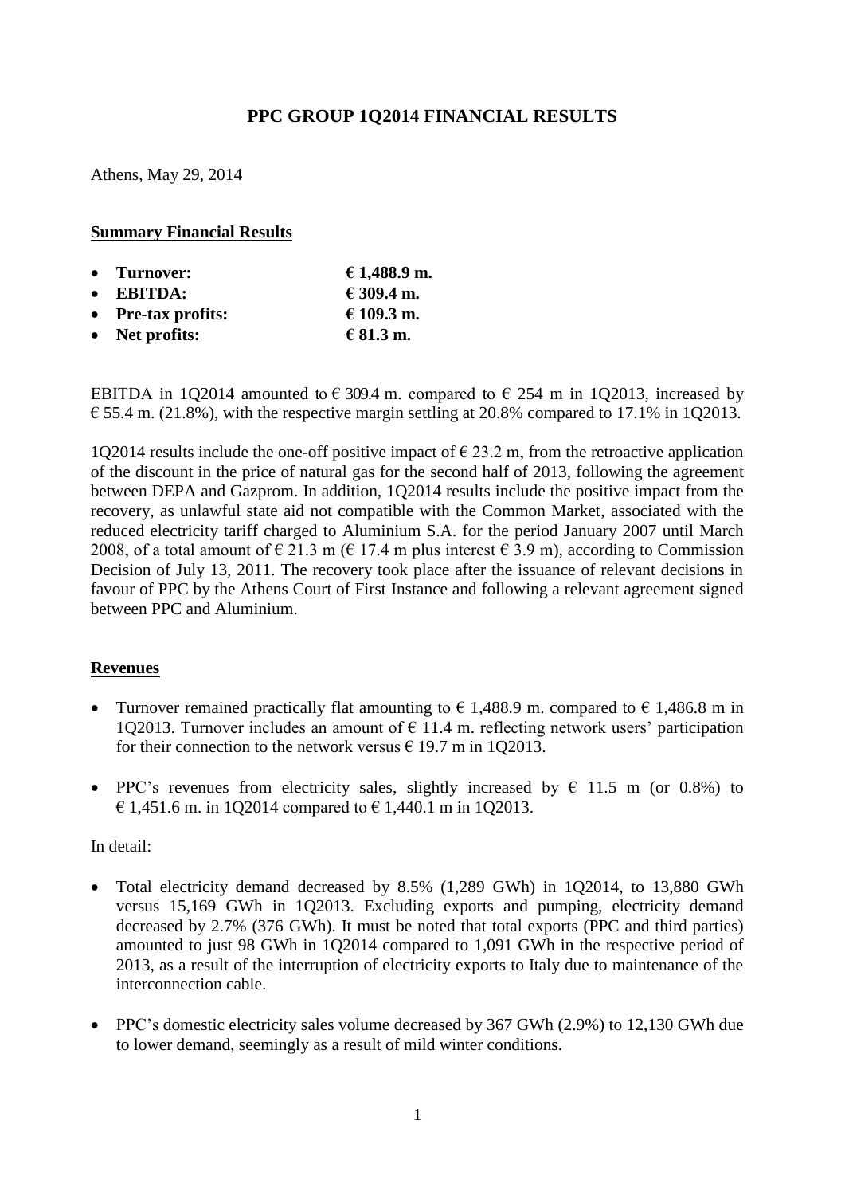# PPC GROUP 1Q2014 FINANCIAL RESULTS

Athens, May 29, 2014

## Summary Financial Results

- **Turnover:** **€ 1,488.9 m.**
- **EBITDA:** **€ 309.4 m.**
- **Pre-tax profits:** **€ 109.3 m.**
- **Net profits:** **€ 81.3 m.**

EBITDA in 1Q2014 amounted to € 309.4 m. compared to € 254 m in 1Q2013, increased by € 55.4 m. (21.8%), with the respective margin settling at 20.8% compared to 17.1% in 1Q2013.

1Q2014 results include the one-off positive impact of € 23.2 m, from the retroactive application of the discount in the price of natural gas for the second half of 2013, following the agreement between DEPA and Gazprom. In addition, 1Q2014 results include the positive impact from the recovery, as unlawful state aid not compatible with the Common Market, associated with the reduced electricity tariff charged to Aluminium S.A. for the period January 2007 until March 2008, of a total amount of € 21.3 m (€ 17.4 m plus interest € 3.9 m), according to Commission Decision of July 13, 2011. The recovery took place after the issuance of relevant decisions in favour of PPC by the Athens Court of First Instance and following a relevant agreement signed between PPC and Aluminium.

## Revenues

- Turnover remained practically flat amounting to € 1,488.9 m. compared to € 1,486.8 m in 1Q2013. Turnover includes an amount of € 11.4 m. reflecting network users' participation for their connection to the network versus € 19.7 m in 1Q2013.

- PPC's revenues from electricity sales, slightly increased by € 11.5 m (or 0.8%) to € 1,451.6 m. in 1Q2014 compared to € 1,440.1 m in 1Q2013.

In detail:

- Total electricity demand decreased by 8.5% (1,289 GWh) in 1Q2014, to 13,880 GWh versus 15,169 GWh in 1Q2013. Excluding exports and pumping, electricity demand decreased by 2.7% (376 GWh). It must be noted that total exports (PPC and third parties) amounted to just 98 GWh in 1Q2014 compared to 1,091 GWh in the respective period of 2013, as a result of the interruption of electricity exports to Italy due to maintenance of the interconnection cable.

- PPC's domestic electricity sales volume decreased by 367 GWh (2.9%) to 12,130 GWh due to lower demand, seemingly as a result of mild winter conditions.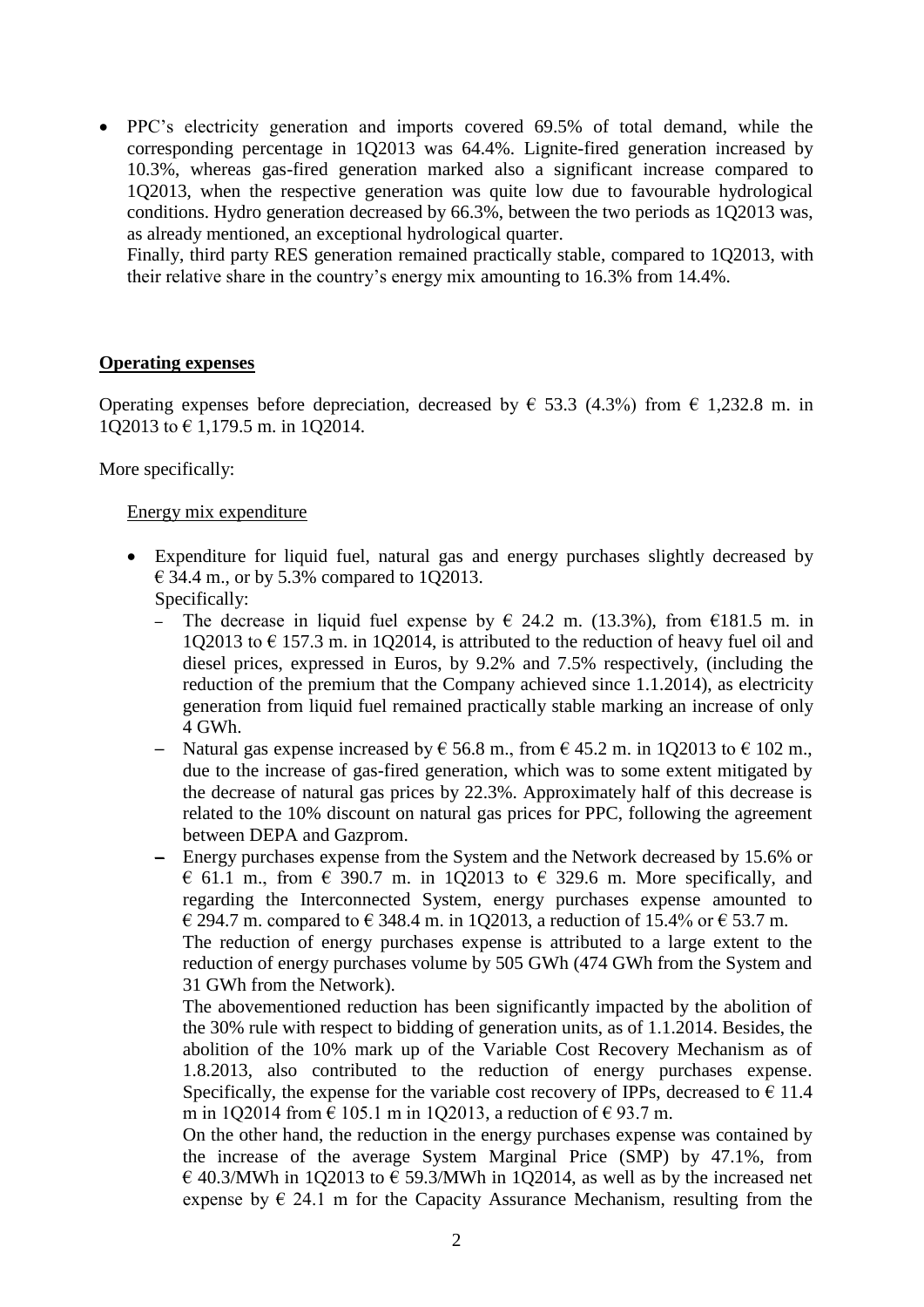- PPC's electricity generation and imports covered 69.5% of total demand, while the corresponding percentage in 1Q2013 was 64.4%. Lignite-fired generation increased by 10.3%, whereas gas-fired generation marked also a significant increase compared to 1Q2013, when the respective generation was quite low due to favourable hydrological conditions. Hydro generation decreased by 66.3%, between the two periods as 1Q2013 was, as already mentioned, an exceptional hydrological quarter.

  Finally, third party RES generation remained practically stable, compared to 1Q2013, with their relative share in the country's energy mix amounting to 16.3% from 14.4%.

## Operating expenses

Operating expenses before depreciation, decreased by € 53.3 (4.3%) from € 1,232.8 m. in 1Q2013 to € 1,179.5 m. in 1Q2014.

More specifically:

### Energy mix expenditure

- Expenditure for liquid fuel, natural gas and energy purchases slightly decreased by € 34.4 m., or by 5.3% compared to 1Q2013.

  Specifically:

  - The decrease in liquid fuel expense by € 24.2 m. (13.3%), from €181.5 m. in 1Q2013 to € 157.3 m. in 1Q2014, is attributed to the reduction of heavy fuel oil and diesel prices, expressed in Euros, by 9.2% and 7.5% respectively, (including the reduction of the premium that the Company achieved since 1.1.2014), as electricity generation from liquid fuel remained practically stable marking an increase of only 4 GWh.
  - Natural gas expense increased by € 56.8 m., from € 45.2 m. in 1Q2013 to € 102 m., due to the increase of gas-fired generation, which was to some extent mitigated by the decrease of natural gas prices by 22.3%. Approximately half of this decrease is related to the 10% discount on natural gas prices for PPC, following the agreement between DEPA and Gazprom.
  - Energy purchases expense from the System and the Network decreased by 15.6% or € 61.1 m., from € 390.7 m. in 1Q2013 to € 329.6 m. More specifically, and regarding the Interconnected System, energy purchases expense amounted to € 294.7 m. compared to € 348.4 m. in 1Q2013, a reduction of 15.4% or € 53.7 m.

    The reduction of energy purchases expense is attributed to a large extent to the reduction of energy purchases volume by 505 GWh (474 GWh from the System and 31 GWh from the Network).

    The abovementioned reduction has been significantly impacted by the abolition of the 30% rule with respect to bidding of generation units, as of 1.1.2014. Besides, the abolition of the 10% mark up of the Variable Cost Recovery Mechanism as of 1.8.2013, also contributed to the reduction of energy purchases expense. Specifically, the expense for the variable cost recovery of IPPs, decreased to € 11.4 m in 1Q2014 from € 105.1 m in 1Q2013, a reduction of € 93.7 m.

    On the other hand, the reduction in the energy purchases expense was contained by the increase of the average System Marginal Price (SMP) by 47.1%, from € 40.3/MWh in 1Q2013 to € 59.3/MWh in 1Q2014, as well as by the increased net expense by € 24.1 m for the Capacity Assurance Mechanism, resulting from the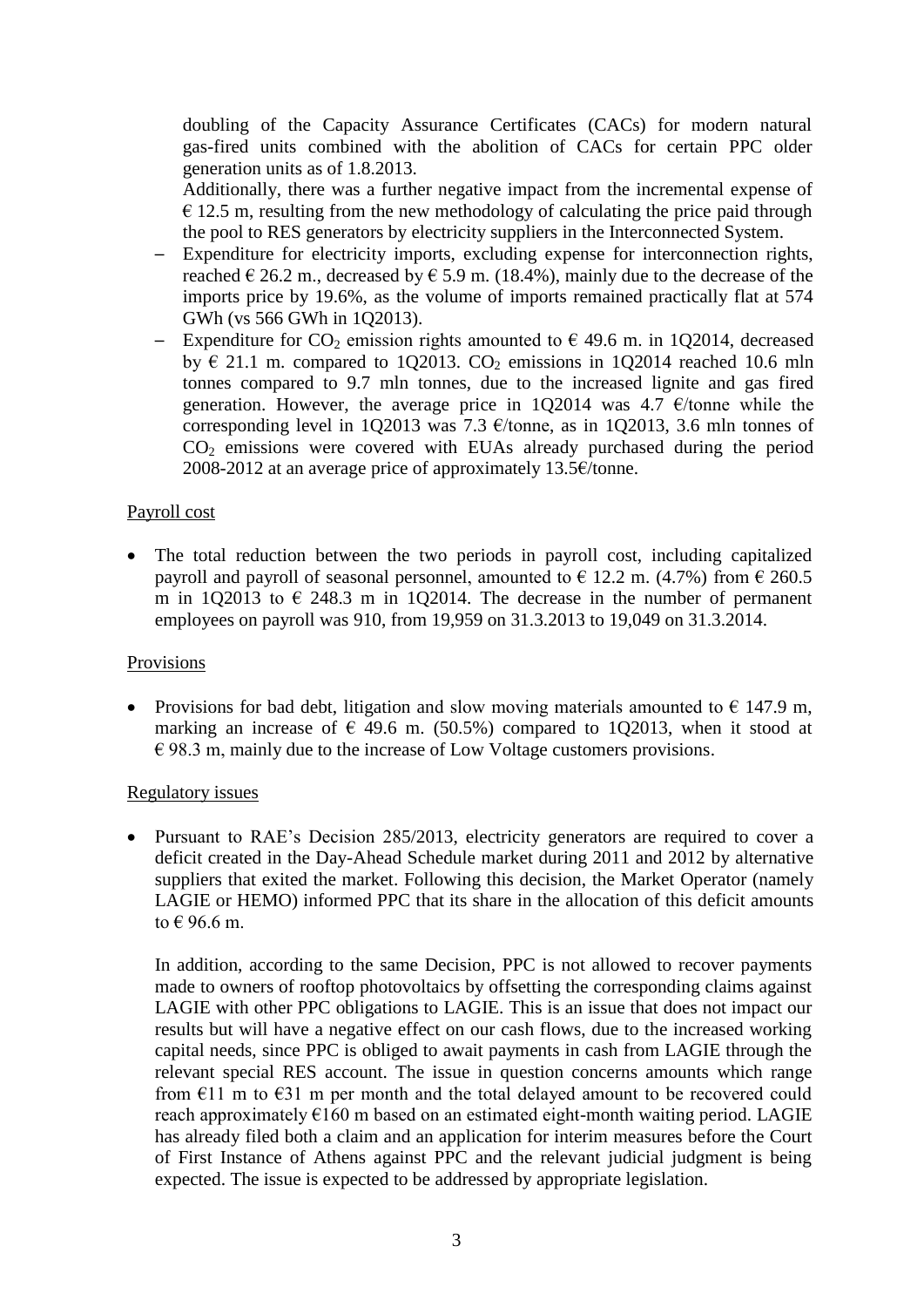doubling of the Capacity Assurance Certificates (CACs) for modern natural gas-fired units combined with the abolition of CACs for certain PPC older generation units as of 1.8.2013.

Additionally, there was a further negative impact from the incremental expense of € 12.5 m, resulting from the new methodology of calculating the price paid through the pool to RES generators by electricity suppliers in the Interconnected System.

- Expenditure for electricity imports, excluding expense for interconnection rights, reached € 26.2 m., decreased by € 5.9 m. (18.4%), mainly due to the decrease of the imports price by 19.6%, as the volume of imports remained practically flat at 574 GWh (vs 566 GWh in 1Q2013).
- Expenditure for $CO_2$ emission rights amounted to € 49.6 m. in 1Q2014, decreased by € 21.1 m. compared to 1Q2013. $CO_2$ emissions in 1Q2014 reached 10.6 mln tonnes compared to 9.7 mln tonnes, due to the increased lignite and gas fired generation. However, the average price in 1Q2014 was 4.7 €/tonne while the corresponding level in 1Q2013 was 7.3 €/tonne, as in 1Q2013, 3.6 mln tonnes of $CO_2$ emissions were covered with EUAs already purchased during the period 2008-2012 at an average price of approximately 13.5€/tonne.

Payroll cost

- The total reduction between the two periods in payroll cost, including capitalized payroll and payroll of seasonal personnel, amounted to € 12.2 m. (4.7%) from € 260.5 m in 1Q2013 to € 248.3 m in 1Q2014. The decrease in the number of permanent employees on payroll was 910, from 19,959 on 31.3.2013 to 19,049 on 31.3.2014.

Provisions

- Provisions for bad debt, litigation and slow moving materials amounted to € 147.9 m, marking an increase of € 49.6 m. (50.5%) compared to 1Q2013, when it stood at € 98.3 m, mainly due to the increase of Low Voltage customers provisions.

Regulatory issues

- Pursuant to RAE's Decision 285/2013, electricity generators are required to cover a deficit created in the Day-Ahead Schedule market during 2011 and 2012 by alternative suppliers that exited the market. Following this decision, the Market Operator (namely LAGIE or HEMO) informed PPC that its share in the allocation of this deficit amounts to € 96.6 m.

  In addition, according to the same Decision, PPC is not allowed to recover payments made to owners of rooftop photovoltaics by offsetting the corresponding claims against LAGIE with other PPC obligations to LAGIE. This is an issue that does not impact our results but will have a negative effect on our cash flows, due to the increased working capital needs, since PPC is obliged to await payments in cash from LAGIE through the relevant special RES account. The issue in question concerns amounts which range from €11 m to €31 m per month and the total delayed amount to be recovered could reach approximately €160 m based on an estimated eight-month waiting period. LAGIE has already filed both a claim and an application for interim measures before the Court of First Instance of Athens against PPC and the relevant judicial judgment is being expected. The issue is expected to be addressed by appropriate legislation.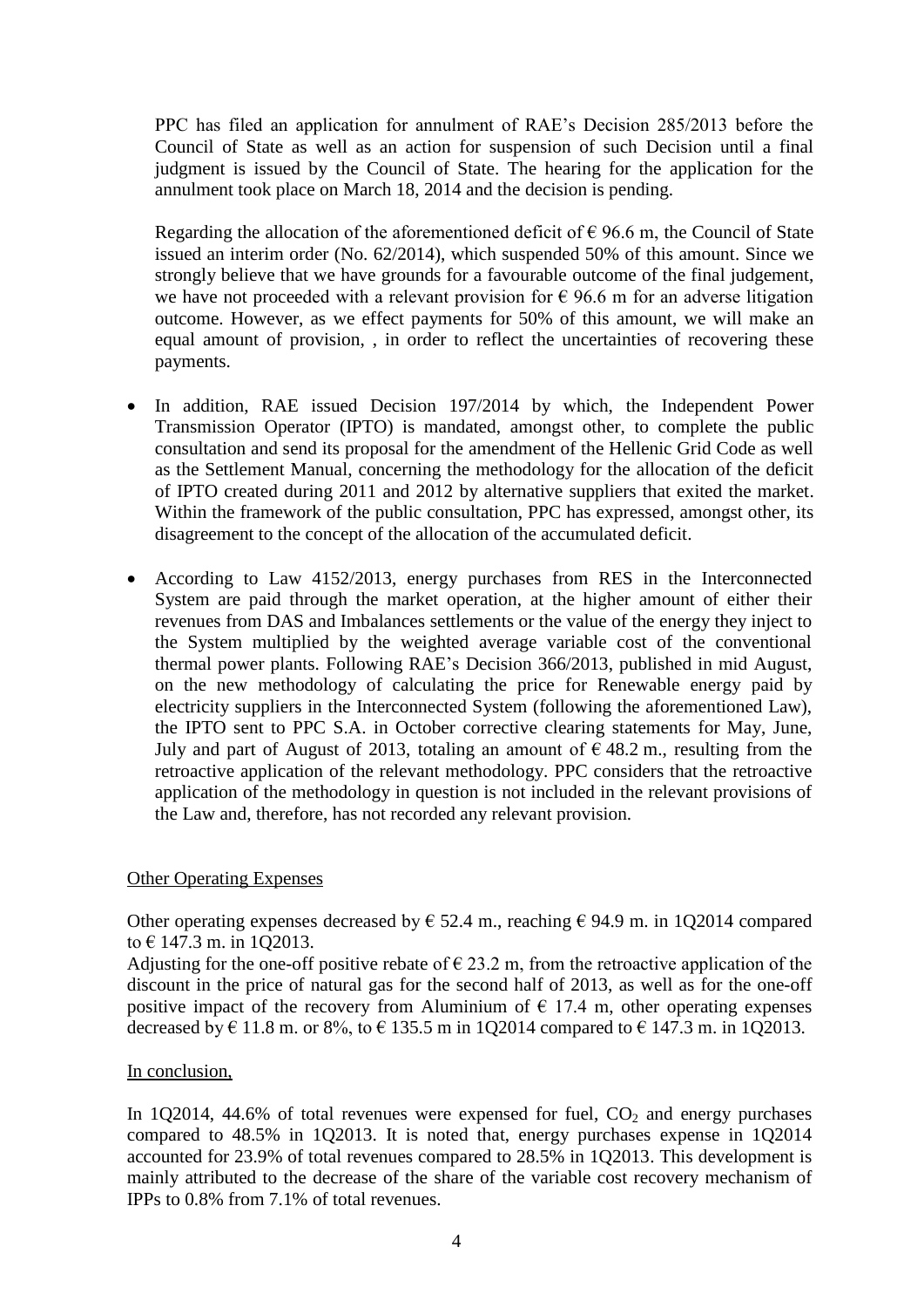PPC has filed an application for annulment of RAE's Decision 285/2013 before the Council of State as well as an action for suspension of such Decision until a final judgment is issued by the Council of State. The hearing for the application for the annulment took place on March 18, 2014 and the decision is pending.

Regarding the allocation of the aforementioned deficit of € 96.6 m, the Council of State issued an interim order (No. 62/2014), which suspended 50% of this amount. Since we strongly believe that we have grounds for a favourable outcome of the final judgement, we have not proceeded with a relevant provision for € 96.6 m for an adverse litigation outcome. However, as we effect payments for 50% of this amount, we will make an equal amount of provision, , in order to reflect the uncertainties of recovering these payments.

- In addition, RAE issued Decision 197/2014 by which, the Independent Power Transmission Operator (IPTO) is mandated, amongst other, to complete the public consultation and send its proposal for the amendment of the Hellenic Grid Code as well as the Settlement Manual, concerning the methodology for the allocation of the deficit of IPTO created during 2011 and 2012 by alternative suppliers that exited the market. Within the framework of the public consultation, PPC has expressed, amongst other, its disagreement to the concept of the allocation of the accumulated deficit.

- According to Law 4152/2013, energy purchases from RES in the Interconnected System are paid through the market operation, at the higher amount of either their revenues from DAS and Imbalances settlements or the value of the energy they inject to the System multiplied by the weighted average variable cost of the conventional thermal power plants. Following RAE's Decision 366/2013, published in mid August, on the new methodology of calculating the price for Renewable energy paid by electricity suppliers in the Interconnected System (following the aforementioned Law), the IPTO sent to PPC S.A. in October corrective clearing statements for May, June, July and part of August of 2013, totaling an amount of € 48.2 m., resulting from the retroactive application of the relevant methodology. PPC considers that the retroactive application of the methodology in question is not included in the relevant provisions of the Law and, therefore, has not recorded any relevant provision.

<u>Other Operating Expenses</u>

Other operating expenses decreased by € 52.4 m., reaching € 94.9 m. in 1Q2014 compared to € 147.3 m. in 1Q2013.
Adjusting for the one-off positive rebate of € 23.2 m, from the retroactive application of the discount in the price of natural gas for the second half of 2013, as well as for the one-off positive impact of the recovery from Aluminium of € 17.4 m, other operating expenses decreased by € 11.8 m. or 8%, to € 135.5 m in 1Q2014 compared to € 147.3 m. in 1Q2013.

<u>In conclusion,</u>

In 1Q2014, 44.6% of total revenues were expensed for fuel, $CO_2$ and energy purchases compared to 48.5% in 1Q2013. It is noted that, energy purchases expense in 1Q2014 accounted for 23.9% of total revenues compared to 28.5% in 1Q2013. This development is mainly attributed to the decrease of the share of the variable cost recovery mechanism of IPPs to 0.8% from 7.1% of total revenues.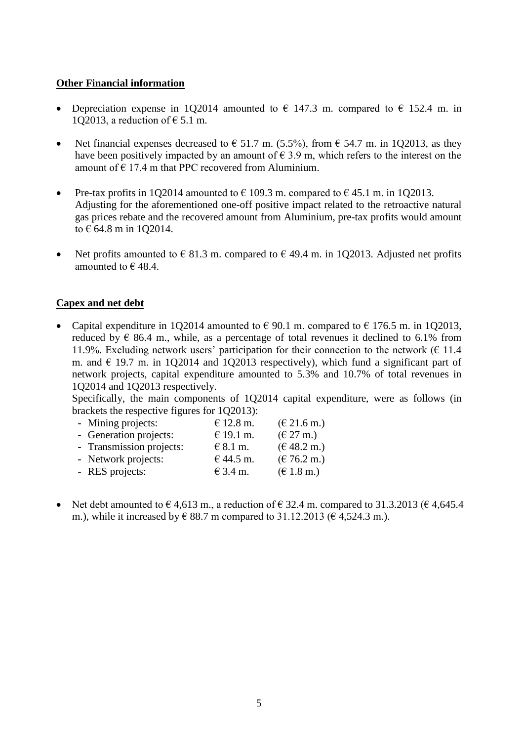**Other Financial information**

- Depreciation expense in 1Q2014 amounted to € 147.3 m. compared to € 152.4 m. in 1Q2013, a reduction of € 5.1 m.

- Net financial expenses decreased to € 51.7 m. (5.5%), from € 54.7 m. in 1Q2013, as they have been positively impacted by an amount of € 3.9 m, which refers to the interest on the amount of € 17.4 m that PPC recovered from Aluminium.

- Pre-tax profits in 1Q2014 amounted to € 109.3 m. compared to € 45.1 m. in 1Q2013. Adjusting for the aforementioned one-off positive impact related to the retroactive natural gas prices rebate and the recovered amount from Aluminium, pre-tax profits would amount to € 64.8 m in 1Q2014.

- Net profits amounted to € 81.3 m. compared to € 49.4 m. in 1Q2013. Adjusted net profits amounted to € 48.4.

**Capex and net debt**

- Capital expenditure in 1Q2014 amounted to € 90.1 m. compared to € 176.5 m. in 1Q2013, reduced by € 86.4 m., while, as a percentage of total revenues it declined to 6.1% from 11.9%. Excluding network users' participation for their connection to the network (€ 11.4 m. and € 19.7 m. in 1Q2014 and 1Q2013 respectively), which fund a significant part of network projects, capital expenditure amounted to 5.3% and 10.7% of total revenues in 1Q2014 and 1Q2013 respectively.

  Specifically, the main components of 1Q2014 capital expenditure, were as follows (in brackets the respective figures for 1Q2013):

  - Mining projects: € 12.8 m. (€ 21.6 m.)
  - Generation projects: € 19.1 m. (€ 27 m.)
  - Transmission projects: € 8.1 m. (€ 48.2 m.)
  - Network projects: € 44.5 m. (€ 76.2 m.)
  - RES projects: € 3.4 m. (€ 1.8 m.)

- Net debt amounted to € 4,613 m., a reduction of € 32.4 m. compared to 31.3.2013 (€ 4,645.4 m.), while it increased by € 88.7 m compared to 31.12.2013 (€ 4,524.3 m.).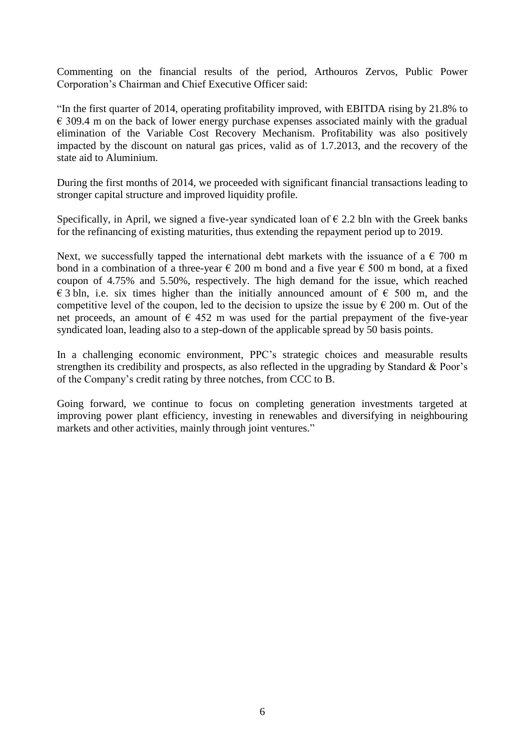Commenting on the financial results of the period, Arthouros Zervos, Public Power Corporation's Chairman and Chief Executive Officer said:

"In the first quarter of 2014, operating profitability improved, with EBITDA rising by 21.8% to € 309.4 m on the back of lower energy purchase expenses associated mainly with the gradual elimination of the Variable Cost Recovery Mechanism. Profitability was also positively impacted by the discount on natural gas prices, valid as of 1.7.2013, and the recovery of the state aid to Aluminium.

During the first months of 2014, we proceeded with significant financial transactions leading to stronger capital structure and improved liquidity profile.

Specifically, in April, we signed a five-year syndicated loan of € 2.2 bln with the Greek banks for the refinancing of existing maturities, thus extending the repayment period up to 2019.

Next, we successfully tapped the international debt markets with the issuance of a € 700 m bond in a combination of a three-year € 200 m bond and a five year € 500 m bond, at a fixed coupon of 4.75% and 5.50%, respectively. The high demand for the issue, which reached € 3 bln, i.e. six times higher than the initially announced amount of € 500 m, and the competitive level of the coupon, led to the decision to upsize the issue by € 200 m. Out of the net proceeds, an amount of € 452 m was used for the partial prepayment of the five-year syndicated loan, leading also to a step-down of the applicable spread by 50 basis points.

In a challenging economic environment, PPC's strategic choices and measurable results strengthen its credibility and prospects, as also reflected in the upgrading by Standard & Poor's of the Company's credit rating by three notches, from CCC to B.

Going forward, we continue to focus on completing generation investments targeted at improving power plant efficiency, investing in renewables and diversifying in neighbouring markets and other activities, mainly through joint ventures."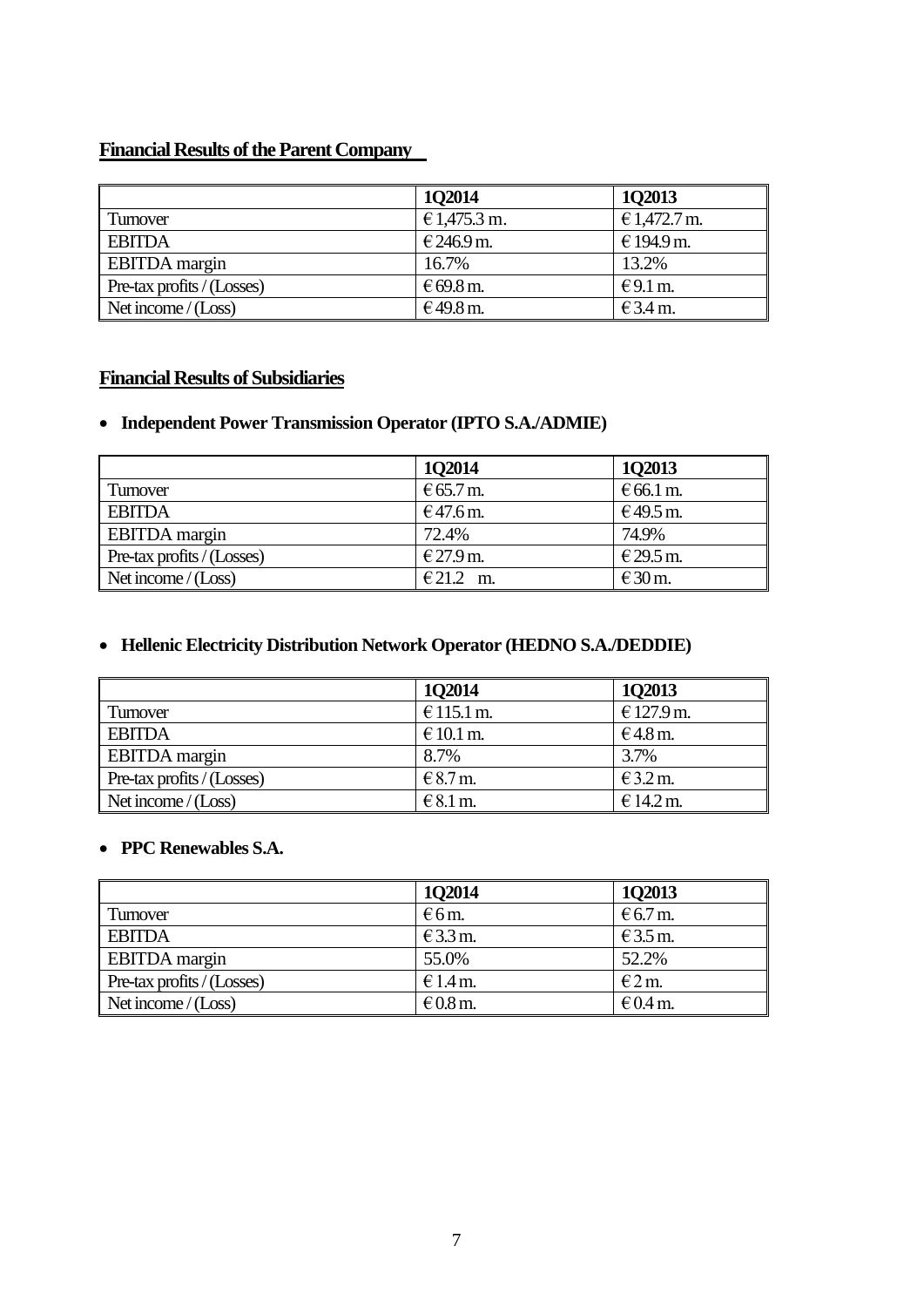## Financial Results of the Parent Company

| | 1Q2014 | 1Q2013 |
|---|---|---|
| Turnover | € 1,475.3 m. | € 1,472.7 m. |
| EBITDA | € 246.9 m. | € 194.9 m. |
| EBITDA margin | 16.7% | 13.2% |
| Pre-tax profits / (Losses) | € 69.8 m. | € 9.1 m. |
| Net income / (Loss) | € 49.8 m. | € 3.4 m. |

## Financial Results of Subsidiaries

- **Independent Power Transmission Operator (IPTO S.A./ADMIE)**

| | 1Q2014 | 1Q2013 |
|---|---|---|
| Turnover | € 65.7 m. | € 66.1 m. |
| EBITDA | € 47.6 m. | € 49.5 m. |
| EBITDA margin | 72.4% | 74.9% |
| Pre-tax profits / (Losses) | € 27.9 m. | € 29.5 m. |
| Net income / (Loss) | € 21.2 m. | € 30 m. |

- **Hellenic Electricity Distribution Network Operator (HEDNO S.A./DEDDIE)**

| | 1Q2014 | 1Q2013 |
|---|---|---|
| Turnover | € 115.1 m. | € 127.9 m. |
| EBITDA | € 10.1 m. | € 4.8 m. |
| EBITDA margin | 8.7% | 3.7% |
| Pre-tax profits / (Losses) | € 8.7 m. | € 3.2 m. |
| Net income / (Loss) | € 8.1 m. | € 14.2 m. |

- **PPC Renewables S.A.**

| | 1Q2014 | 1Q2013 |
|---|---|---|
| Turnover | € 6 m. | € 6.7 m. |
| EBITDA | € 3.3 m. | € 3.5 m. |
| EBITDA margin | 55.0% | 52.2% |
| Pre-tax profits / (Losses) | € 1.4 m. | € 2 m. |
| Net income / (Loss) | € 0.8 m. | € 0.4 m. |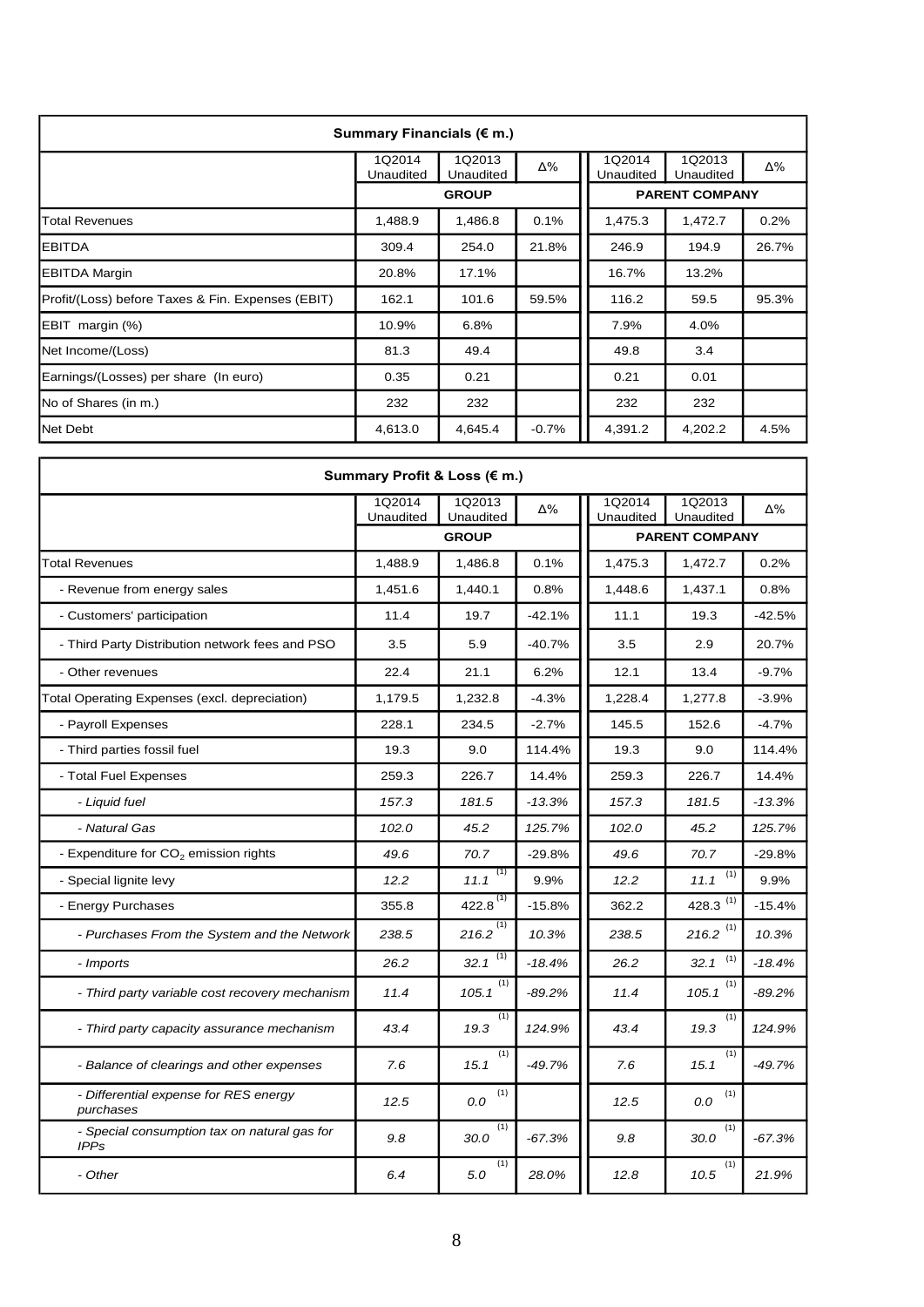| Summary Financials (€ m.) | | | | | | |
|---|---|---|---|---|---|---|
| | 1Q2014 Unaudited | 1Q2013 Unaudited | Δ% | 1Q2014 Unaudited | 1Q2013 Unaudited | Δ% |
| | GROUP | | | PARENT COMPANY | | |
| Total Revenues | 1,488.9 | 1,486.8 | 0.1% | 1,475.3 | 1,472.7 | 0.2% |
| EBITDA | 309.4 | 254.0 | 21.8% | 246.9 | 194.9 | 26.7% |
| EBITDA Margin | 20.8% | 17.1% | | 16.7% | 13.2% | |
| Profit/(Loss) before Taxes & Fin. Expenses (EBIT) | 162.1 | 101.6 | 59.5% | 116.2 | 59.5 | 95.3% |
| EBIT margin (%) | 10.9% | 6.8% | | 7.9% | 4.0% | |
| Net Income/(Loss) | 81.3 | 49.4 | | 49.8 | 3.4 | |
| Earnings/(Losses) per share (In euro) | 0.35 | 0.21 | | 0.21 | 0.01 | |
| No of Shares (in m.) | 232 | 232 | | 232 | 232 | |
| Net Debt | 4,613.0 | 4,645.4 | -0.7% | 4,391.2 | 4,202.2 | 4.5% |

| Summary Profit & Loss (€ m.) | | | | | | |
|---|---|---|---|---|---|---|
| | 1Q2014 Unaudited | 1Q2013 Unaudited | Δ% | 1Q2014 Unaudited | 1Q2013 Unaudited | Δ% |
| | GROUP | | | PARENT COMPANY | | |
| Total Revenues | 1,488.9 | 1,486.8 | 0.1% | 1,475.3 | 1,472.7 | 0.2% |
| - Revenue from energy sales | 1,451.6 | 1,440.1 | 0.8% | 1,448.6 | 1,437.1 | 0.8% |
| - Customers' participation | 11.4 | 19.7 | -42.1% | 11.1 | 19.3 | -42.5% |
| - Third Party Distribution network fees and PSO | 3.5 | 5.9 | -40.7% | 3.5 | 2.9 | 20.7% |
| - Other revenues | 22.4 | 21.1 | 6.2% | 12.1 | 13.4 | -9.7% |
| Total Operating Expenses (excl. depreciation) | 1,179.5 | 1,232.8 | -4.3% | 1,228.4 | 1,277.8 | -3.9% |
| - Payroll Expenses | 228.1 | 234.5 | -2.7% | 145.5 | 152.6 | -4.7% |
| - Third parties fossil fuel | 19.3 | 9.0 | 114.4% | 19.3 | 9.0 | 114.4% |
| - Total Fuel Expenses | 259.3 | 226.7 | 14.4% | 259.3 | 226.7 | 14.4% |
| *- Liquid fuel* | *157.3* | *181.5* | *-13.3%* | *157.3* | *181.5* | *-13.3%* |
| *- Natural Gas* | *102.0* | *45.2* | *125.7%* | *102.0* | *45.2* | *125.7%* |
| - Expenditure for $CO_2$ emission rights | 49.6 | 70.7 | -29.8% | 49.6 | 70.7 | -29.8% |
| - Special lignite levy | 12.2 | 11.1 (1) | 9.9% | 12.2 | 11.1 (1) | 9.9% |
| - Energy Purchases | 355.8 | 422.8 (1) | -15.8% | 362.2 | 428.3 (1) | -15.4% |
| *- Purchases From the System and the Network* | *238.5* | *216.2* (1) | *10.3%* | *238.5* | *216.2* (1) | *10.3%* |
| *- Imports* | *26.2* | *32.1* (1) | *-18.4%* | *26.2* | *32.1* (1) | *-18.4%* |
| *- Third party variable cost recovery mechanism* | *11.4* | *105.1* (1) | *-89.2%* | *11.4* | *105.1* (1) | *-89.2%* |
| *- Third party capacity assurance mechanism* | *43.4* | *19.3* (1) | *124.9%* | *43.4* | *19.3* (1) | *124.9%* |
| *- Balance of clearings and other expenses* | *7.6* | *15.1* (1) | *-49.7%* | *7.6* | *15.1* (1) | *-49.7%* |
| *- Differential expense for RES energy purchases* | *12.5* | *0.0* (1) | | *12.5* | *0.0* (1) | |
| *- Special consumption tax on natural gas for IPPs* | *9.8* | *30.0* (1) | *-67.3%* | *9.8* | *30.0* (1) | *-67.3%* |
| *- Other* | *6.4* | *5.0* (1) | *28.0%* | *12.8* | *10.5* (1) | *21.9%* |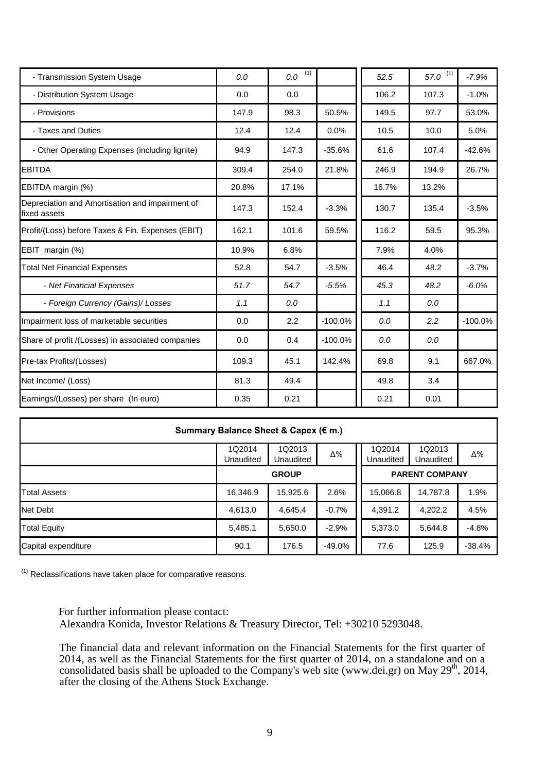| | | | | | | |
|---|---|---|---|---|---|---|
| - Transmission System Usage | *0.0* | *0.0* [(1)] | | *52.5* | *57.0* [(1)] | *-7.9%* |
| - Distribution System Usage | 0.0 | 0.0 | | 106.2 | 107.3 | -1.0% |
| - Provisions | 147.9 | 98.3 | 50.5% | 149.5 | 97.7 | 53.0% |
| - Taxes and Duties | 12.4 | 12.4 | 0.0% | 10.5 | 10.0 | 5.0% |
| - Other Operating Expenses (including lignite) | 94.9 | 147.3 | -35.6% | 61.6 | 107.4 | -42.6% |
| EBITDA | 309.4 | 254.0 | 21.8% | 246.9 | 194.9 | 26.7% |
| EBITDA margin (%) | 20.8% | 17.1% | | 16.7% | 13.2% | |
| Depreciation and Amortisation and impairment of fixed assets | 147.3 | 152.4 | -3.3% | 130.7 | 135.4 | -3.5% |
| Profit/(Loss) before Taxes & Fin. Expenses (EBIT) | 162.1 | 101.6 | 59.5% | 116.2 | 59.5 | 95.3% |
| EBIT margin (%) | 10.9% | 6.8% | | 7.9% | 4.0% | |
| Total Net Financial Expenses | 52.8 | 54.7 | -3.5% | 46.4 | 48.2 | -3.7% |
| *- Net Financial Expenses* | *51.7* | *54.7* | *-5.5%* | *45.3* | *48.2* | *-6.0%* |
| *- Foreign Currency (Gains)/ Losses* | *1.1* | *0.0* | | *1.1* | *0.0* | |
| Impairment loss of marketable securities | 0.0 | 2.2 | -100.0% | *0.0* | *2.2* | -100.0% |
| Share of profit /(Losses) in associated companies | 0.0 | 0.4 | -100.0% | *0.0* | *0.0* | |
| Pre-tax Profits/(Losses) | 109.3 | 45.1 | 142.4% | 69.8 | 9.1 | 667.0% |
| Net Income/ (Loss) | 81.3 | 49.4 | | 49.8 | 3.4 | |
| Earnings/(Losses) per share (In euro) | 0.35 | 0.21 | | 0.21 | 0.01 | |

**Summary Balance Sheet & Capex (€ m.)**

| | 1Q2014 Unaudited | 1Q2013 Unaudited | Δ% | 1Q2014 Unaudited | 1Q2013 Unaudited | Δ% |
|---|---|---|---|---|---|---|
| | **GROUP** | | | **PARENT COMPANY** | | |
| Total Assets | 16,346.9 | 15,925.6 | 2.6% | 15,066.8 | 14,787.8 | 1.9% |
| Net Debt | 4,613.0 | 4,645.4 | -0.7% | 4,391.2 | 4,202.2 | 4.5% |
| Total Equity | 5,485.1 | 5,650.0 | -2.9% | 5,373.0 | 5,644.8 | -4.8% |
| Capital expenditure | 90.1 | 176.5 | -49.0% | 77.6 | 125.9 | -38.4% |

(1) Reclassifications have taken place for comparative reasons.

For further information please contact:
Alexandra Konida, Investor Relations & Treasury Director, Tel: +30210 5293048.

The financial data and relevant information on the Financial Statements for the first quarter of 2014, as well as the Financial Statements for the first quarter of 2014, on a standalone and on a consolidated basis shall be uploaded to the Company's web site (www.dei.gr) on May 29th, 2014, after the closing of the Athens Stock Exchange.